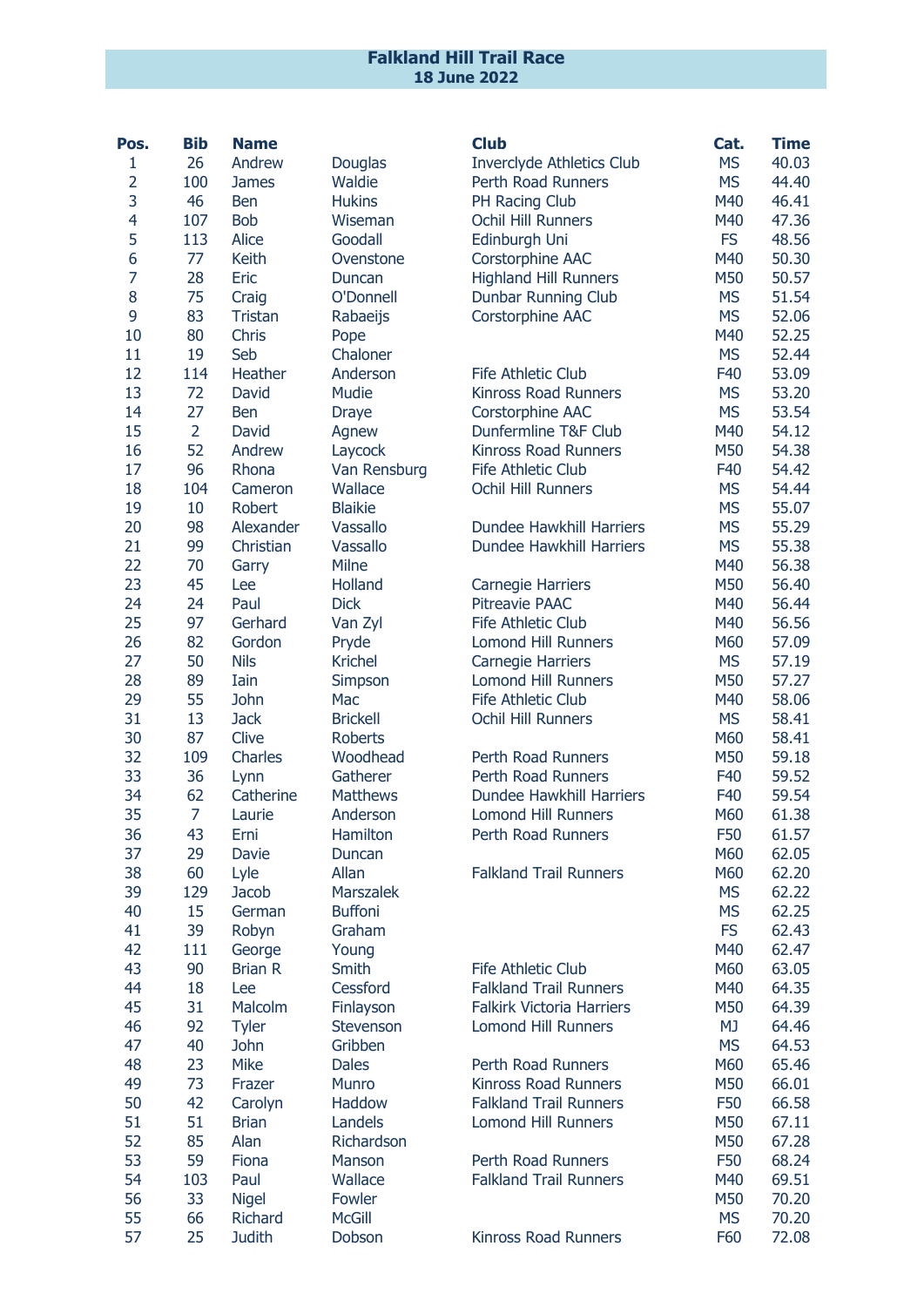# Falkland Hill Trail Race
## 18 June 2022

| Pos. | Bib | Name | | Club | Cat. | Time |
|---|---|---|---|---|---|---|
| 1 | 26 | Andrew | Douglas | Inverclyde Athletics Club | MS | 40.03 |
| 2 | 100 | James | Waldie | Perth Road Runners | MS | 44.40 |
| 3 | 46 | Ben | Hukins | PH Racing Club | M40 | 46.41 |
| 4 | 107 | Bob | Wiseman | Ochil Hill Runners | M40 | 47.36 |
| 5 | 113 | Alice | Goodall | Edinburgh Uni | FS | 48.56 |
| 6 | 77 | Keith | Ovenstone | Corstorphine AAC | M40 | 50.30 |
| 7 | 28 | Eric | Duncan | Highland Hill Runners | M50 | 50.57 |
| 8 | 75 | Craig | O'Donnell | Dunbar Running Club | MS | 51.54 |
| 9 | 83 | Tristan | Rabaeijs | Corstorphine AAC | MS | 52.06 |
| 10 | 80 | Chris | Pope | | M40 | 52.25 |
| 11 | 19 | Seb | Chaloner | | MS | 52.44 |
| 12 | 114 | Heather | Anderson | Fife Athletic Club | F40 | 53.09 |
| 13 | 72 | David | Mudie | Kinross Road Runners | MS | 53.20 |
| 14 | 27 | Ben | Draye | Corstorphine AAC | MS | 53.54 |
| 15 | 2 | David | Agnew | Dunfermline T&F Club | M40 | 54.12 |
| 16 | 52 | Andrew | Laycock | Kinross Road Runners | M50 | 54.38 |
| 17 | 96 | Rhona | Van Rensburg | Fife Athletic Club | F40 | 54.42 |
| 18 | 104 | Cameron | Wallace | Ochil Hill Runners | MS | 54.44 |
| 19 | 10 | Robert | Blaikie | | MS | 55.07 |
| 20 | 98 | Alexander | Vassallo | Dundee Hawkhill Harriers | MS | 55.29 |
| 21 | 99 | Christian | Vassallo | Dundee Hawkhill Harriers | MS | 55.38 |
| 22 | 70 | Garry | Milne | | M40 | 56.38 |
| 23 | 45 | Lee | Holland | Carnegie Harriers | M50 | 56.40 |
| 24 | 24 | Paul | Dick | Pitreavie PAAC | M40 | 56.44 |
| 25 | 97 | Gerhard | Van Zyl | Fife Athletic Club | M40 | 56.56 |
| 26 | 82 | Gordon | Pryde | Lomond Hill Runners | M60 | 57.09 |
| 27 | 50 | Nils | Krichel | Carnegie Harriers | MS | 57.19 |
| 28 | 89 | Iain | Simpson | Lomond Hill Runners | M50 | 57.27 |
| 29 | 55 | John | Mac | Fife Athletic Club | M40 | 58.06 |
| 31 | 13 | Jack | Brickell | Ochil Hill Runners | MS | 58.41 |
| 30 | 87 | Clive | Roberts | | M60 | 58.41 |
| 32 | 109 | Charles | Woodhead | Perth Road Runners | M50 | 59.18 |
| 33 | 36 | Lynn | Gatherer | Perth Road Runners | F40 | 59.52 |
| 34 | 62 | Catherine | Matthews | Dundee Hawkhill Harriers | F40 | 59.54 |
| 35 | 7 | Laurie | Anderson | Lomond Hill Runners | M60 | 61.38 |
| 36 | 43 | Erni | Hamilton | Perth Road Runners | F50 | 61.57 |
| 37 | 29 | Davie | Duncan | | M60 | 62.05 |
| 38 | 60 | Lyle | Allan | Falkland Trail Runners | M60 | 62.20 |
| 39 | 129 | Jacob | Marszalek | | MS | 62.22 |
| 40 | 15 | German | Buffoni | | MS | 62.25 |
| 41 | 39 | Robyn | Graham | | FS | 62.43 |
| 42 | 111 | George | Young | | M40 | 62.47 |
| 43 | 90 | Brian R | Smith | Fife Athletic Club | M60 | 63.05 |
| 44 | 18 | Lee | Cessford | Falkland Trail Runners | M40 | 64.35 |
| 45 | 31 | Malcolm | Finlayson | Falkirk Victoria Harriers | M50 | 64.39 |
| 46 | 92 | Tyler | Stevenson | Lomond Hill Runners | MJ | 64.46 |
| 47 | 40 | John | Gribben | | MS | 64.53 |
| 48 | 23 | Mike | Dales | Perth Road Runners | M60 | 65.46 |
| 49 | 73 | Frazer | Munro | Kinross Road Runners | M50 | 66.01 |
| 50 | 42 | Carolyn | Haddow | Falkland Trail Runners | F50 | 66.58 |
| 51 | 51 | Brian | Landels | Lomond Hill Runners | M50 | 67.11 |
| 52 | 85 | Alan | Richardson | | M50 | 67.28 |
| 53 | 59 | Fiona | Manson | Perth Road Runners | F50 | 68.24 |
| 54 | 103 | Paul | Wallace | Falkland Trail Runners | M40 | 69.51 |
| 56 | 33 | Nigel | Fowler | | M50 | 70.20 |
| 55 | 66 | Richard | McGill | | MS | 70.20 |
| 57 | 25 | Judith | Dobson | Kinross Road Runners | F60 | 72.08 |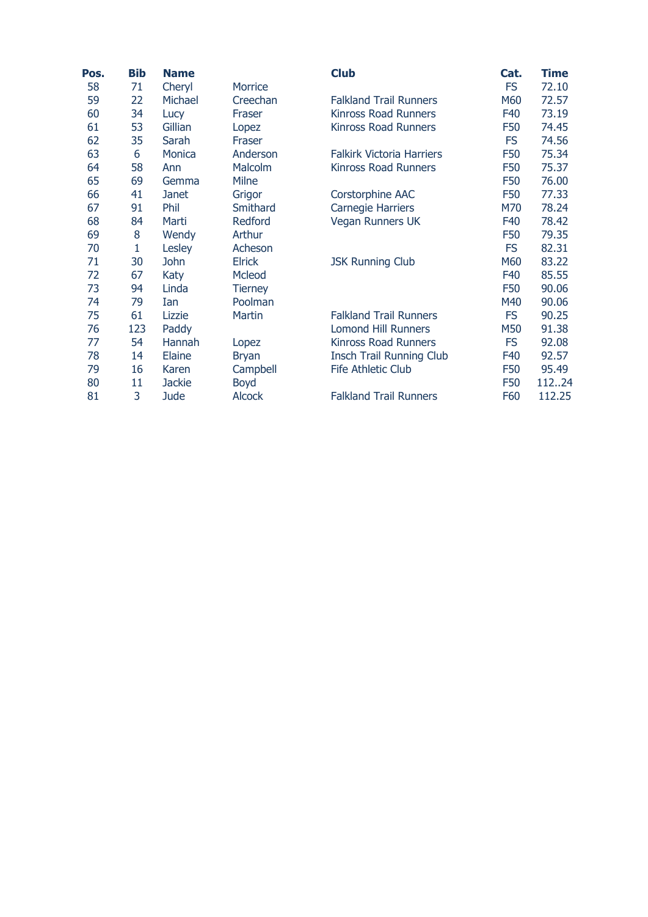| Pos. | Bib | Name | | Club | Cat. | Time |
|---|---|---|---|---|---|---|
| 58 | 71 | Cheryl | Morrice | | FS | 72.10 |
| 59 | 22 | Michael | Creechan | Falkland Trail Runners | M60 | 72.57 |
| 60 | 34 | Lucy | Fraser | Kinross Road Runners | F40 | 73.19 |
| 61 | 53 | Gillian | Lopez | Kinross Road Runners | F50 | 74.45 |
| 62 | 35 | Sarah | Fraser | | FS | 74.56 |
| 63 | 6 | Monica | Anderson | Falkirk Victoria Harriers | F50 | 75.34 |
| 64 | 58 | Ann | Malcolm | Kinross Road Runners | F50 | 75.37 |
| 65 | 69 | Gemma | Milne | | F50 | 76.00 |
| 66 | 41 | Janet | Grigor | Corstorphine AAC | F50 | 77.33 |
| 67 | 91 | Phil | Smithard | Carnegie Harriers | M70 | 78.24 |
| 68 | 84 | Marti | Redford | Vegan Runners UK | F40 | 78.42 |
| 69 | 8 | Wendy | Arthur | | F50 | 79.35 |
| 70 | 1 | Lesley | Acheson | | FS | 82.31 |
| 71 | 30 | John | Elrick | JSK Running Club | M60 | 83.22 |
| 72 | 67 | Katy | Mcleod | | F40 | 85.55 |
| 73 | 94 | Linda | Tierney | | F50 | 90.06 |
| 74 | 79 | Ian | Poolman | | M40 | 90.06 |
| 75 | 61 | Lizzie | Martin | Falkland Trail Runners | FS | 90.25 |
| 76 | 123 | Paddy | | Lomond Hill Runners | M50 | 91.38 |
| 77 | 54 | Hannah | Lopez | Kinross Road Runners | FS | 92.08 |
| 78 | 14 | Elaine | Bryan | Insch Trail Running Club | F40 | 92.57 |
| 79 | 16 | Karen | Campbell | Fife Athletic Club | F50 | 95.49 |
| 80 | 11 | Jackie | Boyd | | F50 | 112..24 |
| 81 | 3 | Jude | Alcock | Falkland Trail Runners | F60 | 112.25 |